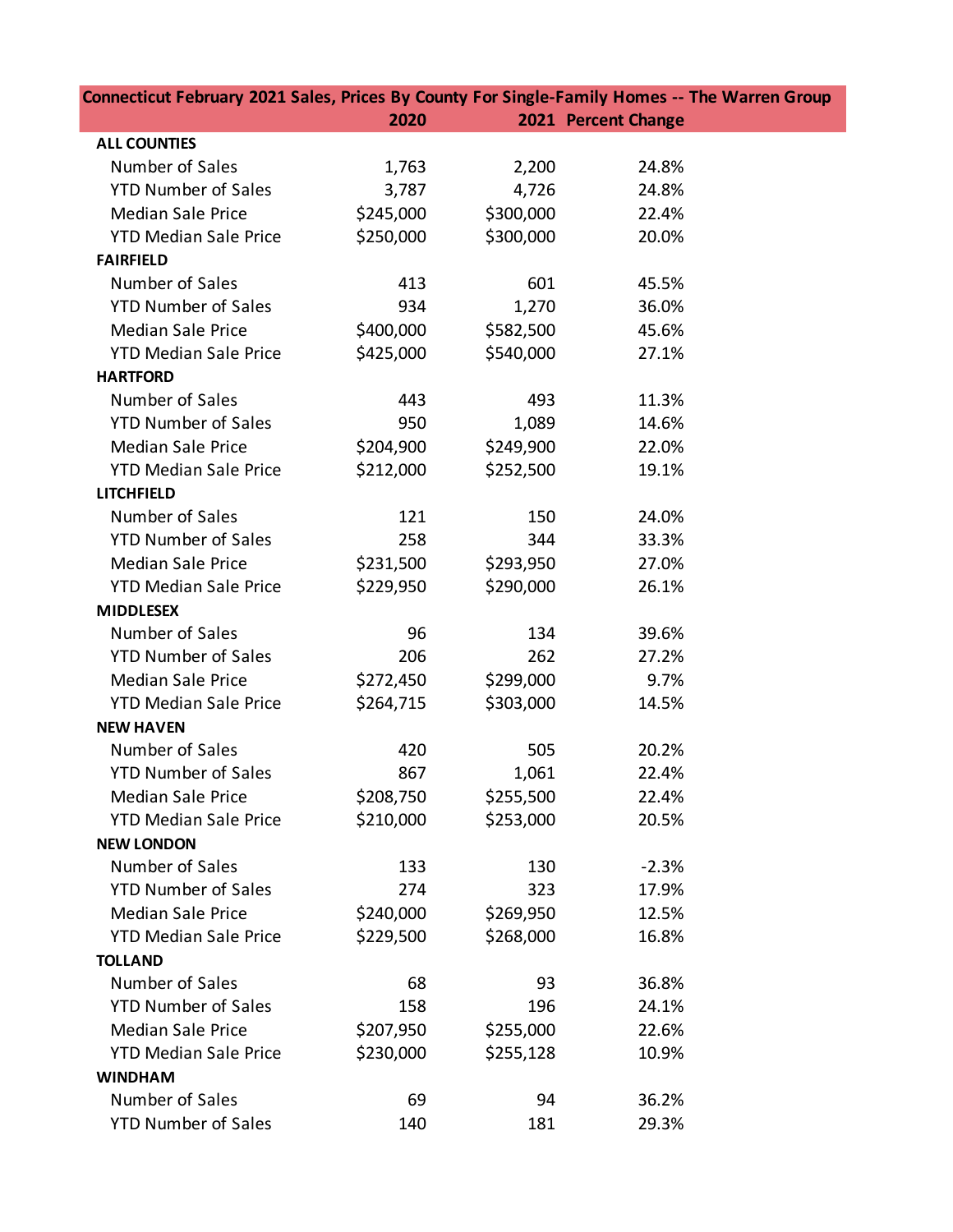| Connecticut February 2021 Sales, Prices By County For Single-Family Homes -- The Warren Group | 2020 | 2021 | Percent Change |
|---|---|---|---|
| **ALL COUNTIES** | | | |
| Number of Sales | 1,763 | 2,200 | 24.8% |
| YTD Number of Sales | 3,787 | 4,726 | 24.8% |
| Median Sale Price | $245,000 | $300,000 | 22.4% |
| YTD Median Sale Price | $250,000 | $300,000 | 20.0% |
| **FAIRFIELD** | | | |
| Number of Sales | 413 | 601 | 45.5% |
| YTD Number of Sales | 934 | 1,270 | 36.0% |
| Median Sale Price | $400,000 | $582,500 | 45.6% |
| YTD Median Sale Price | $425,000 | $540,000 | 27.1% |
| **HARTFORD** | | | |
| Number of Sales | 443 | 493 | 11.3% |
| YTD Number of Sales | 950 | 1,089 | 14.6% |
| Median Sale Price | $204,900 | $249,900 | 22.0% |
| YTD Median Sale Price | $212,000 | $252,500 | 19.1% |
| **LITCHFIELD** | | | |
| Number of Sales | 121 | 150 | 24.0% |
| YTD Number of Sales | 258 | 344 | 33.3% |
| Median Sale Price | $231,500 | $293,950 | 27.0% |
| YTD Median Sale Price | $229,950 | $290,000 | 26.1% |
| **MIDDLESEX** | | | |
| Number of Sales | 96 | 134 | 39.6% |
| YTD Number of Sales | 206 | 262 | 27.2% |
| Median Sale Price | $272,450 | $299,000 | 9.7% |
| YTD Median Sale Price | $264,715 | $303,000 | 14.5% |
| **NEW HAVEN** | | | |
| Number of Sales | 420 | 505 | 20.2% |
| YTD Number of Sales | 867 | 1,061 | 22.4% |
| Median Sale Price | $208,750 | $255,500 | 22.4% |
| YTD Median Sale Price | $210,000 | $253,000 | 20.5% |
| **NEW LONDON** | | | |
| Number of Sales | 133 | 130 | -2.3% |
| YTD Number of Sales | 274 | 323 | 17.9% |
| Median Sale Price | $240,000 | $269,950 | 12.5% |
| YTD Median Sale Price | $229,500 | $268,000 | 16.8% |
| **TOLLAND** | | | |
| Number of Sales | 68 | 93 | 36.8% |
| YTD Number of Sales | 158 | 196 | 24.1% |
| Median Sale Price | $207,950 | $255,000 | 22.6% |
| YTD Median Sale Price | $230,000 | $255,128 | 10.9% |
| **WINDHAM** | | | |
| Number of Sales | 69 | 94 | 36.2% |
| YTD Number of Sales | 140 | 181 | 29.3% |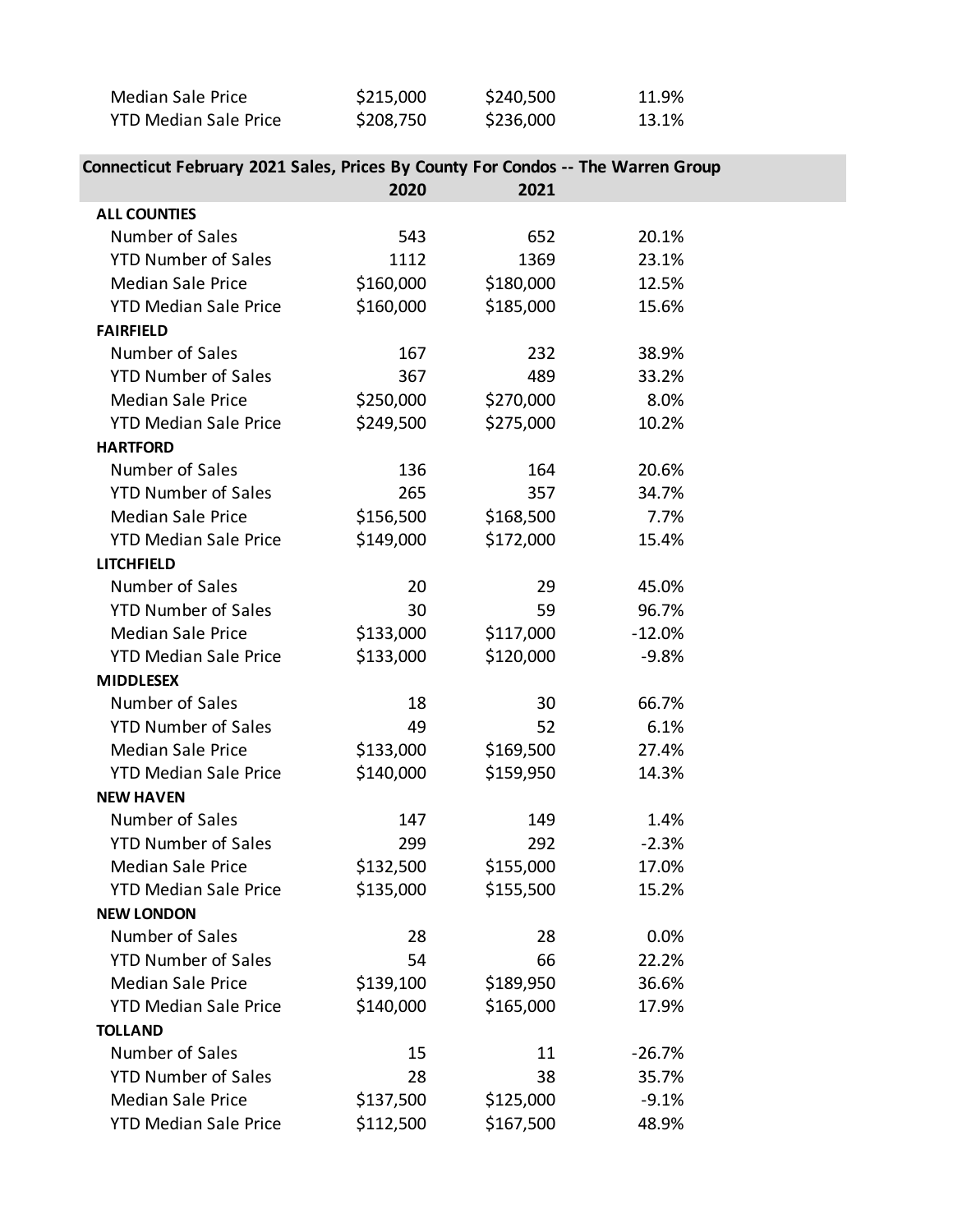| | | | |
|---|---|---|---|
| Median Sale Price | $215,000 | $240,500 | 11.9% |
| YTD Median Sale Price | $208,750 | $236,000 | 13.1% |

**Connecticut February 2021 Sales, Prices By County For Condos -- The Warren Group**

| | 2020 | 2021 | |
|---|---|---|---|
| **ALL COUNTIES** | | | |
| Number of Sales | 543 | 652 | 20.1% |
| YTD Number of Sales | 1112 | 1369 | 23.1% |
| Median Sale Price | $160,000 | $180,000 | 12.5% |
| YTD Median Sale Price | $160,000 | $185,000 | 15.6% |
| **FAIRFIELD** | | | |
| Number of Sales | 167 | 232 | 38.9% |
| YTD Number of Sales | 367 | 489 | 33.2% |
| Median Sale Price | $250,000 | $270,000 | 8.0% |
| YTD Median Sale Price | $249,500 | $275,000 | 10.2% |
| **HARTFORD** | | | |
| Number of Sales | 136 | 164 | 20.6% |
| YTD Number of Sales | 265 | 357 | 34.7% |
| Median Sale Price | $156,500 | $168,500 | 7.7% |
| YTD Median Sale Price | $149,000 | $172,000 | 15.4% |
| **LITCHFIELD** | | | |
| Number of Sales | 20 | 29 | 45.0% |
| YTD Number of Sales | 30 | 59 | 96.7% |
| Median Sale Price | $133,000 | $117,000 | -12.0% |
| YTD Median Sale Price | $133,000 | $120,000 | -9.8% |
| **MIDDLESEX** | | | |
| Number of Sales | 18 | 30 | 66.7% |
| YTD Number of Sales | 49 | 52 | 6.1% |
| Median Sale Price | $133,000 | $169,500 | 27.4% |
| YTD Median Sale Price | $140,000 | $159,950 | 14.3% |
| **NEW HAVEN** | | | |
| Number of Sales | 147 | 149 | 1.4% |
| YTD Number of Sales | 299 | 292 | -2.3% |
| Median Sale Price | $132,500 | $155,000 | 17.0% |
| YTD Median Sale Price | $135,000 | $155,500 | 15.2% |
| **NEW LONDON** | | | |
| Number of Sales | 28 | 28 | 0.0% |
| YTD Number of Sales | 54 | 66 | 22.2% |
| Median Sale Price | $139,100 | $189,950 | 36.6% |
| YTD Median Sale Price | $140,000 | $165,000 | 17.9% |
| **TOLLAND** | | | |
| Number of Sales | 15 | 11 | -26.7% |
| YTD Number of Sales | 28 | 38 | 35.7% |
| Median Sale Price | $137,500 | $125,000 | -9.1% |
| YTD Median Sale Price | $112,500 | $167,500 | 48.9% |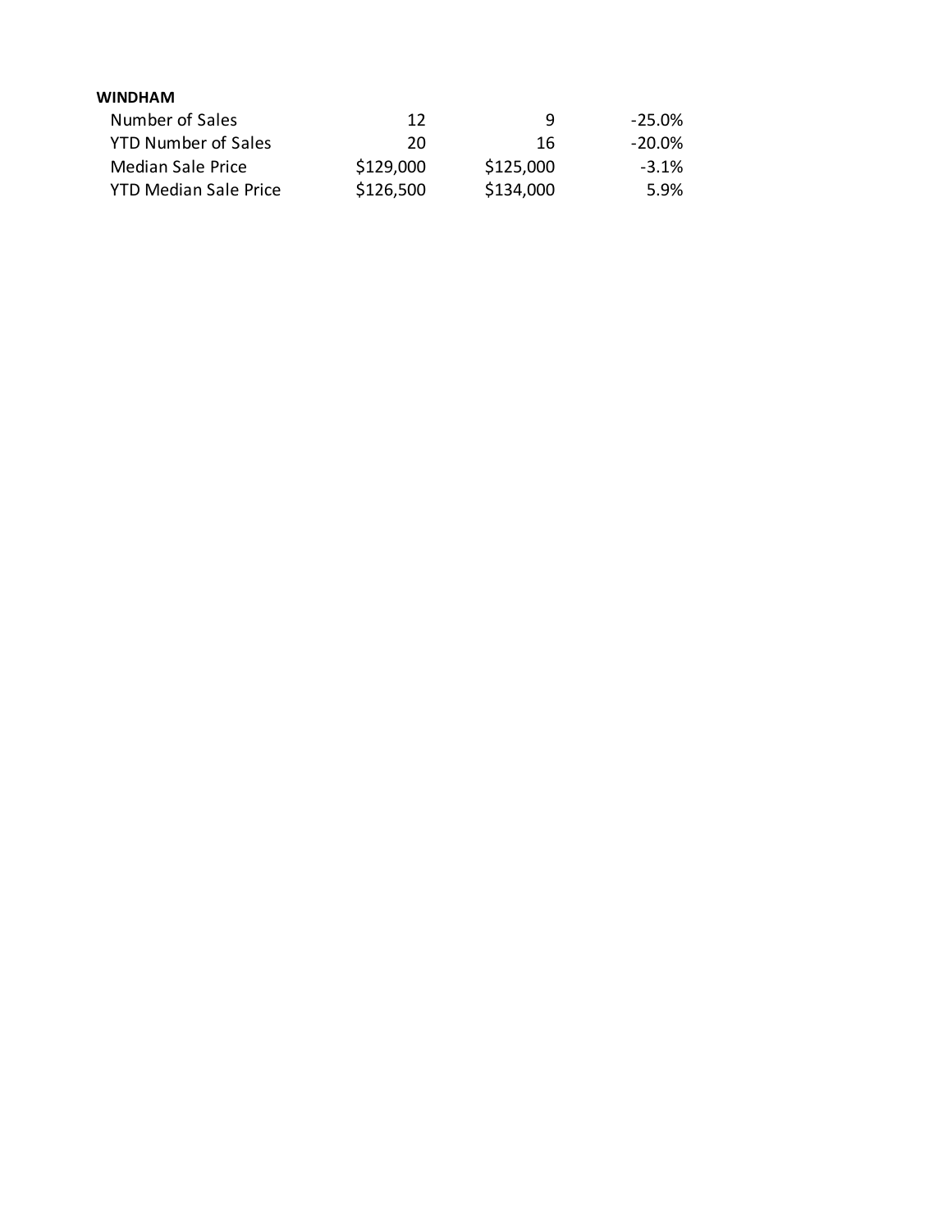| | | | |
|---|---|---|---|
| **WINDHAM** | | | |
| Number of Sales | 12 | 9 | -25.0% |
| YTD Number of Sales | 20 | 16 | -20.0% |
| Median Sale Price | $129,000 | $125,000 | -3.1% |
| YTD Median Sale Price | $126,500 | $134,000 | 5.9% |